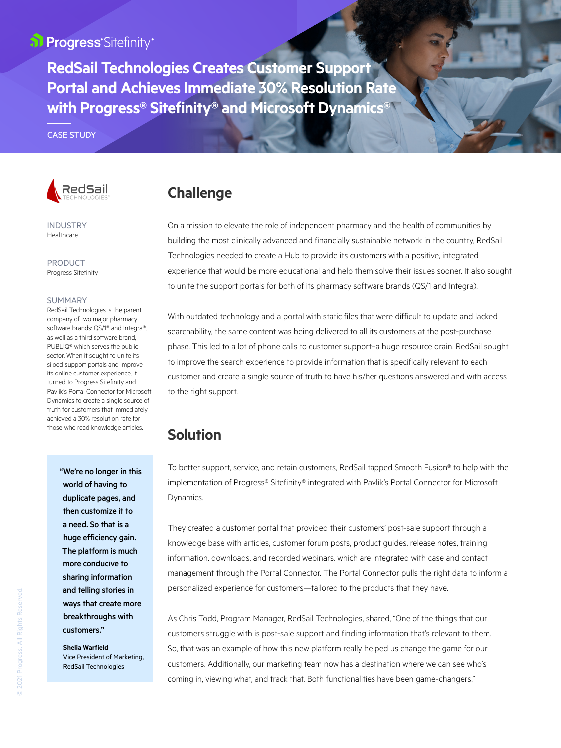Progress® Sitefinity®

# RedSail Technologies Creates Customer Support Portal and Achieves Immediate 30% Resolution Rate with Progress® Sitefinity® and Microsoft Dynamics®

CASE STUDY

RedSail TECHNOLOGIES

INDUSTRY
Healthcare

PRODUCT
Progress Sitefinity

SUMMARY
RedSail Technologies is the parent company of two major pharmacy software brands: QS/1® and Integra®, as well as a third software brand, PUBLIQ® which serves the public sector. When it sought to unite its siloed support portals and improve its online customer experience, it turned to Progress Sitefinity and Pavlik's Portal Connector for Microsoft Dynamics to create a single source of truth for customers that immediately achieved a 30% resolution rate for those who read knowledge articles.

> **"We're no longer in this world of having to duplicate pages, and then customize it to a need. So that is a huge efficiency gain. The platform is much more conducive to sharing information and telling stories in ways that create more breakthroughs with customers."**
>
> **Shelia Warfield**
> Vice President of Marketing, RedSail Technologies

## Challenge

On a mission to elevate the role of independent pharmacy and the health of communities by building the most clinically advanced and financially sustainable network in the country, RedSail Technologies needed to create a Hub to provide its customers with a positive, integrated experience that would be more educational and help them solve their issues sooner. It also sought to unite the support portals for both of its pharmacy software brands (QS/1 and Integra).

With outdated technology and a portal with static files that were difficult to update and lacked searchability, the same content was being delivered to all its customers at the post-purchase phase. This led to a lot of phone calls to customer support–a huge resource drain. RedSail sought to improve the search experience to provide information that is specifically relevant to each customer and create a single source of truth to have his/her questions answered and with access to the right support.

## Solution

To better support, service, and retain customers, RedSail tapped Smooth Fusion® to help with the implementation of Progress® Sitefinity® integrated with Pavlik's Portal Connector for Microsoft Dynamics.

They created a customer portal that provided their customers' post-sale support through a knowledge base with articles, customer forum posts, product guides, release notes, training information, downloads, and recorded webinars, which are integrated with case and contact management through the Portal Connector. The Portal Connector pulls the right data to inform a personalized experience for customers—tailored to the products that they have.

As Chris Todd, Program Manager, RedSail Technologies, shared, "One of the things that our customers struggle with is post-sale support and finding information that's relevant to them. So, that was an example of how this new platform really helped us change the game for our customers. Additionally, our marketing team now has a destination where we can see who's coming in, viewing what, and track that. Both functionalities have been game-changers."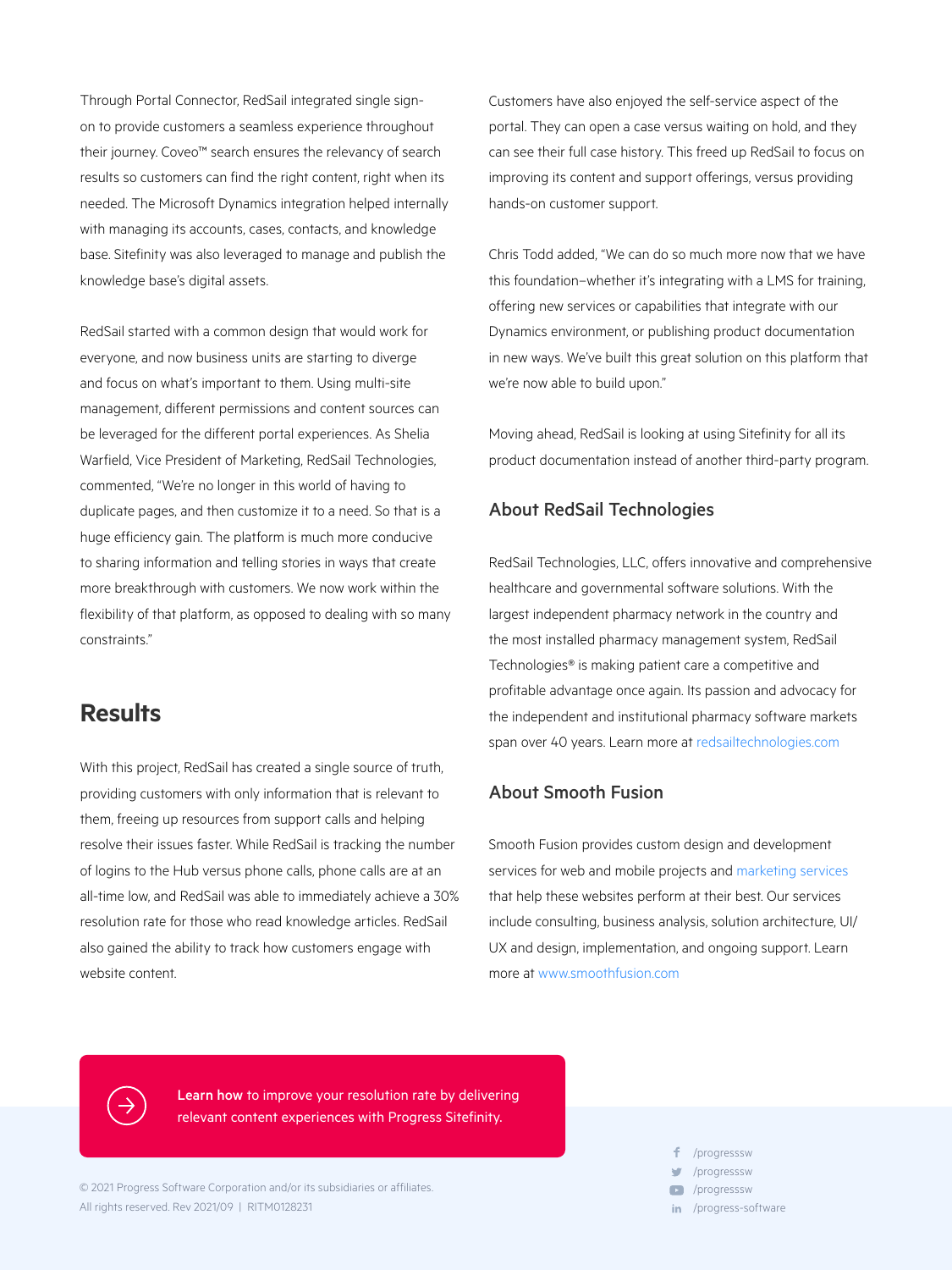Through Portal Connector, RedSail integrated single sign-on to provide customers a seamless experience throughout their journey. Coveo™ search ensures the relevancy of search results so customers can find the right content, right when its needed. The Microsoft Dynamics integration helped internally with managing its accounts, cases, contacts, and knowledge base. Sitefinity was also leveraged to manage and publish the knowledge base's digital assets.

RedSail started with a common design that would work for everyone, and now business units are starting to diverge and focus on what's important to them. Using multi-site management, different permissions and content sources can be leveraged for the different portal experiences. As Shelia Warfield, Vice President of Marketing, RedSail Technologies, commented, "We're no longer in this world of having to duplicate pages, and then customize it to a need. So that is a huge efficiency gain. The platform is much more conducive to sharing information and telling stories in ways that create more breakthrough with customers. We now work within the flexibility of that platform, as opposed to dealing with so many constraints."

## Results

With this project, RedSail has created a single source of truth, providing customers with only information that is relevant to them, freeing up resources from support calls and helping resolve their issues faster. While RedSail is tracking the number of logins to the Hub versus phone calls, phone calls are at an all-time low, and RedSail was able to immediately achieve a 30% resolution rate for those who read knowledge articles. RedSail also gained the ability to track how customers engage with website content.

Customers have also enjoyed the self-service aspect of the portal. They can open a case versus waiting on hold, and they can see their full case history. This freed up RedSail to focus on improving its content and support offerings, versus providing hands-on customer support.

Chris Todd added, "We can do so much more now that we have this foundation–whether it's integrating with a LMS for training, offering new services or capabilities that integrate with our Dynamics environment, or publishing product documentation in new ways. We've built this great solution on this platform that we're now able to build upon."

Moving ahead, RedSail is looking at using Sitefinity for all its product documentation instead of another third-party program.

### About RedSail Technologies

RedSail Technologies, LLC, offers innovative and comprehensive healthcare and governmental software solutions. With the largest independent pharmacy network in the country and the most installed pharmacy management system, RedSail Technologies® is making patient care a competitive and profitable advantage once again. Its passion and advocacy for the independent and institutional pharmacy software markets span over 40 years. Learn more at redsailtechnologies.com

### About Smooth Fusion

Smooth Fusion provides custom design and development services for web and mobile projects and marketing services that help these websites perform at their best. Our services include consulting, business analysis, solution architecture, UI/UX and design, implementation, and ongoing support. Learn more at www.smoothfusion.com

**Learn how** to improve your resolution rate by delivering relevant content experiences with Progress Sitefinity.

© 2021 Progress Software Corporation and/or its subsidiaries or affiliates. All rights reserved. Rev 2021/09 | RITM0128231

/progresssw
/progresssw
/progresssw
/progress-software